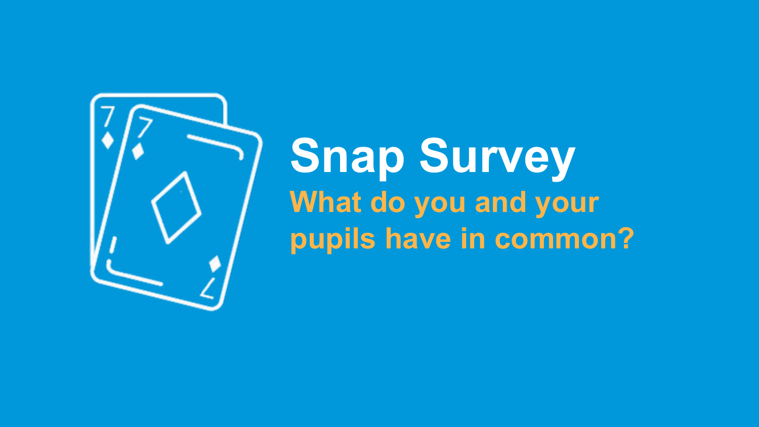# Snap Survey

## What do you and your pupils have in common?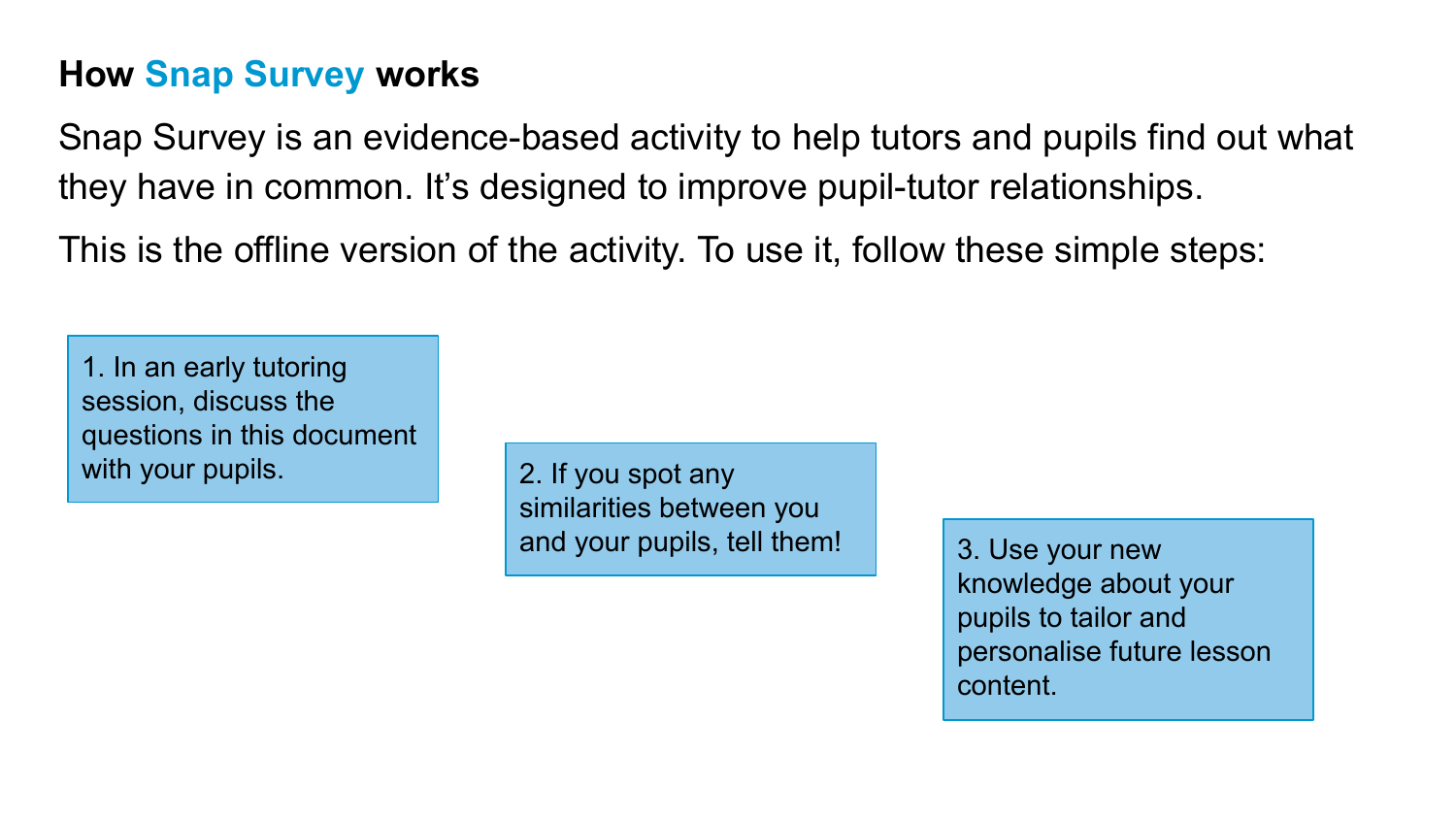## How Snap Survey works

Snap Survey is an evidence-based activity to help tutors and pupils find out what they have in common. It's designed to improve pupil-tutor relationships.

This is the offline version of the activity. To use it, follow these simple steps:

1. In an early tutoring session, discuss the questions in this document with your pupils.
2. If you spot any similarities between you and your pupils, tell them!
3. Use your new knowledge about your pupils to tailor and personalise future lesson content.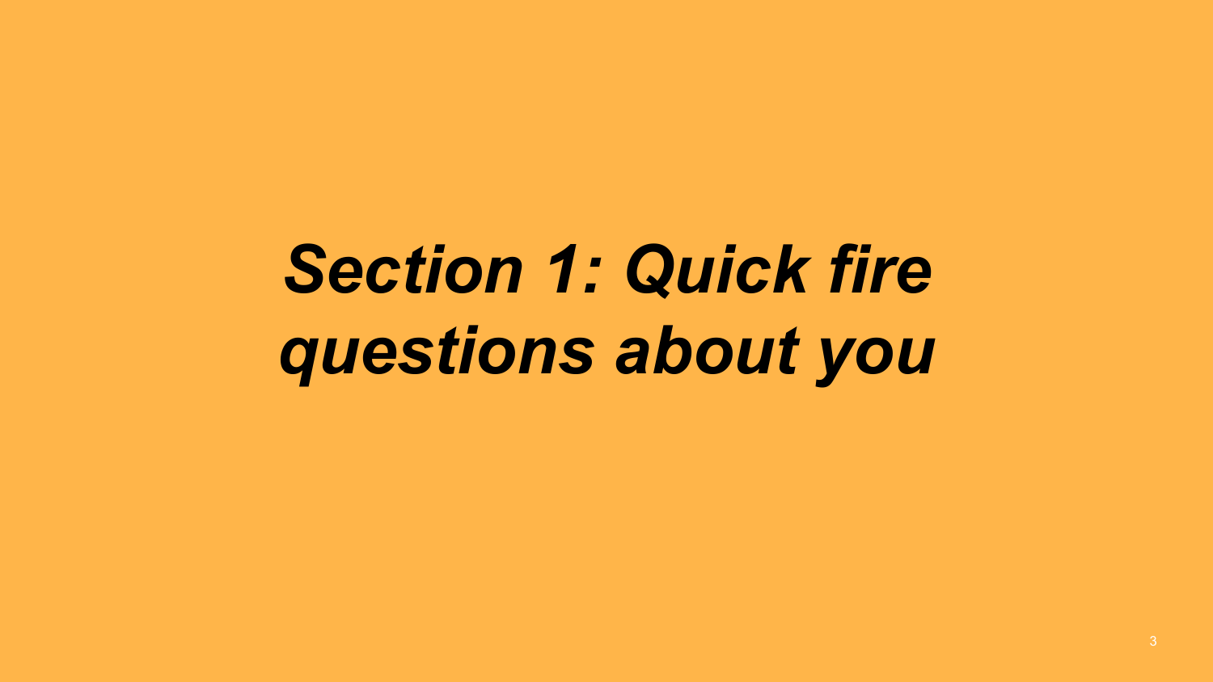# *Section 1: Quick fire questions about you*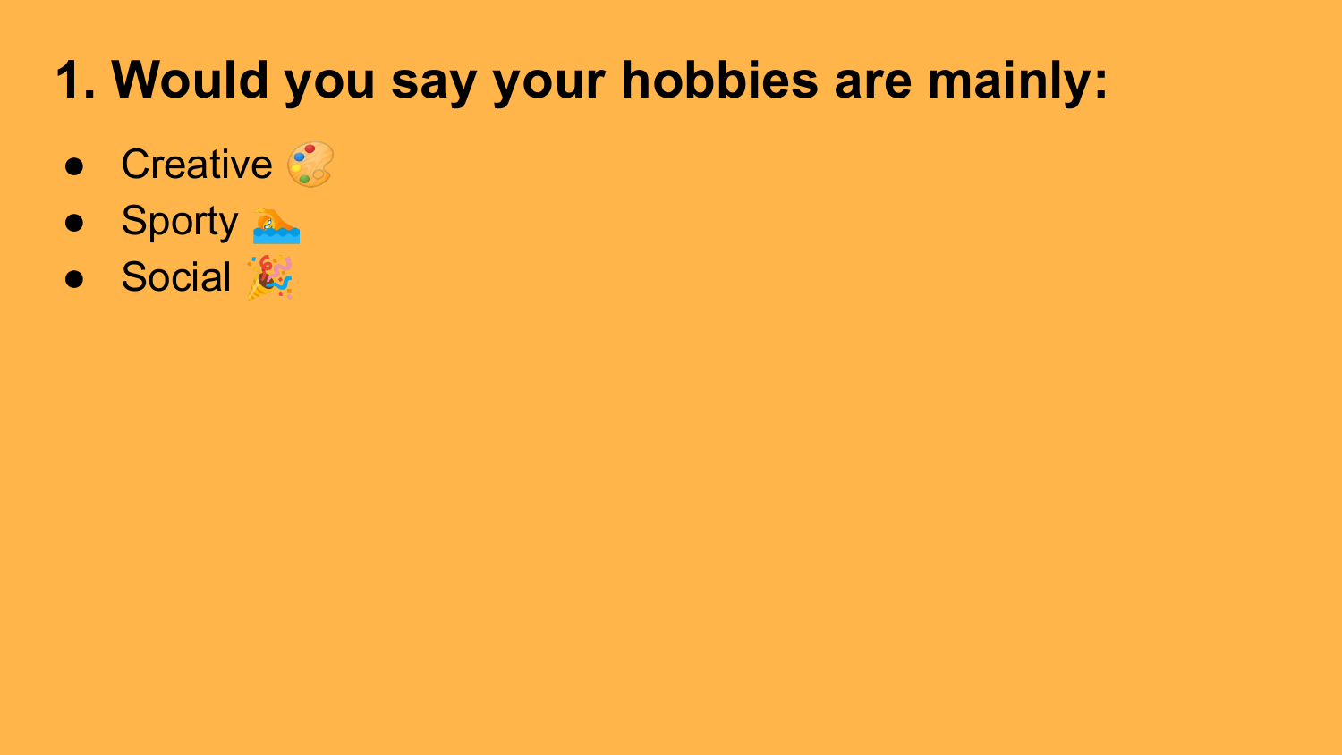# 1. Would you say your hobbies are mainly:

- Creative 🎨
- Sporty 🏊‍♀️
- Social 🎉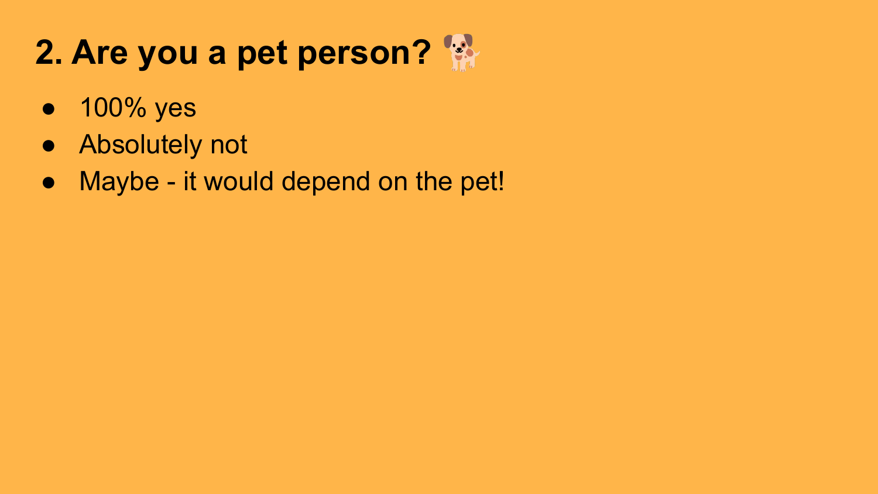## 2. Are you a pet person? 🐕

- 100% yes
- Absolutely not
- Maybe - it would depend on the pet!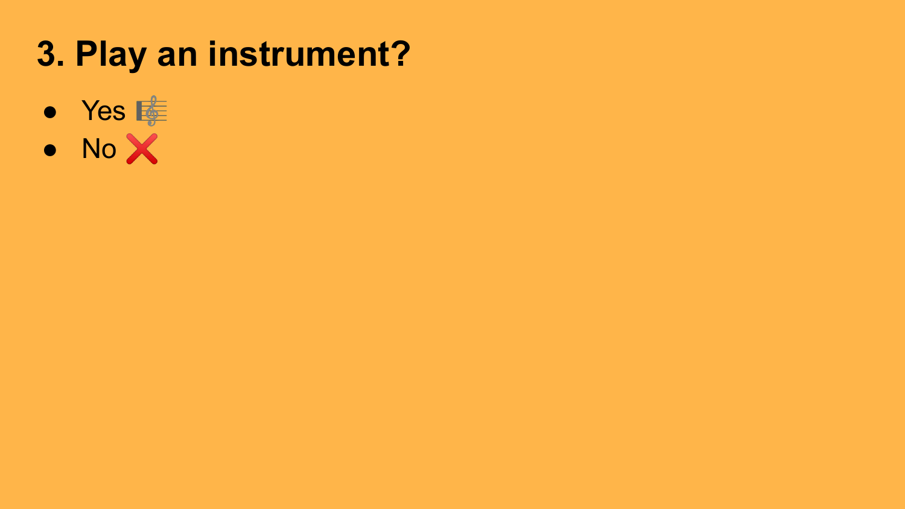# 3. Play an instrument?

- Yes 🎼
- No ❌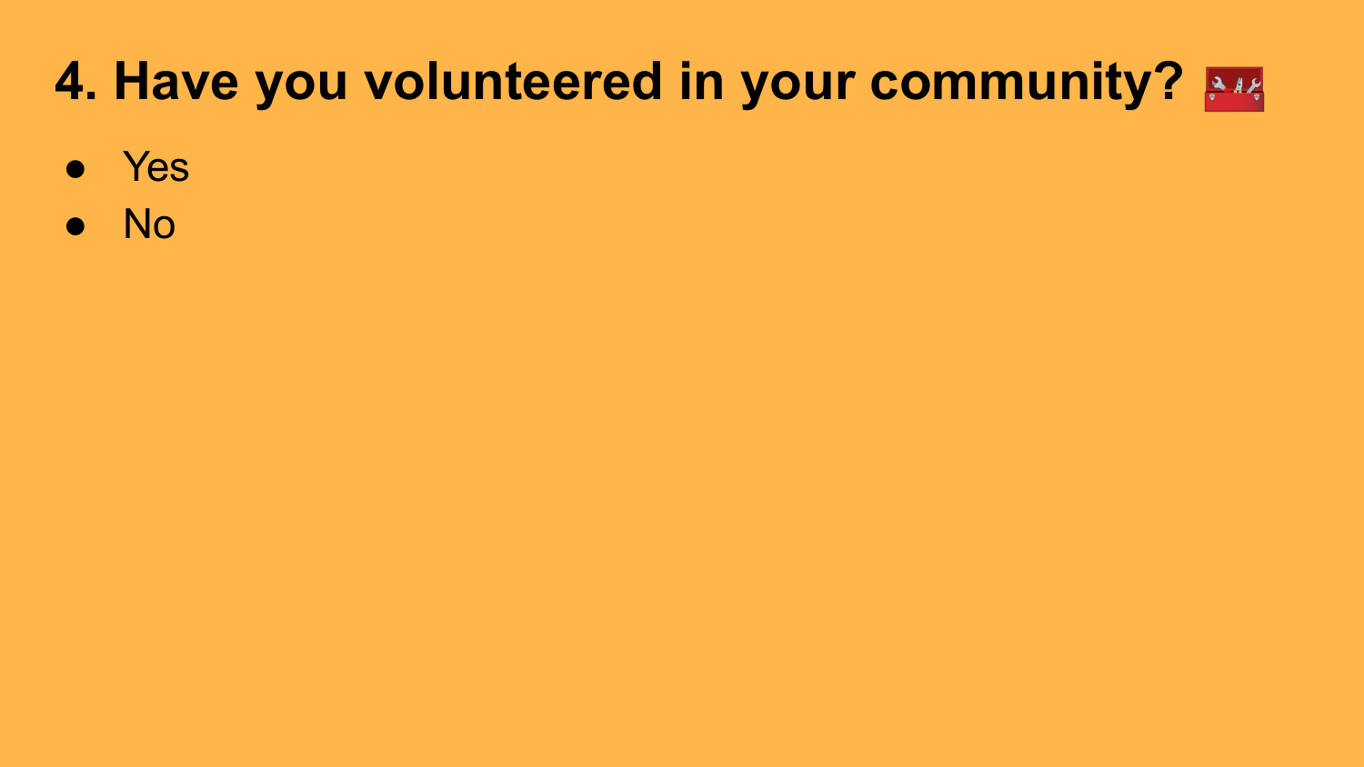# 4. Have you volunteered in your community? 🧰

- Yes
- No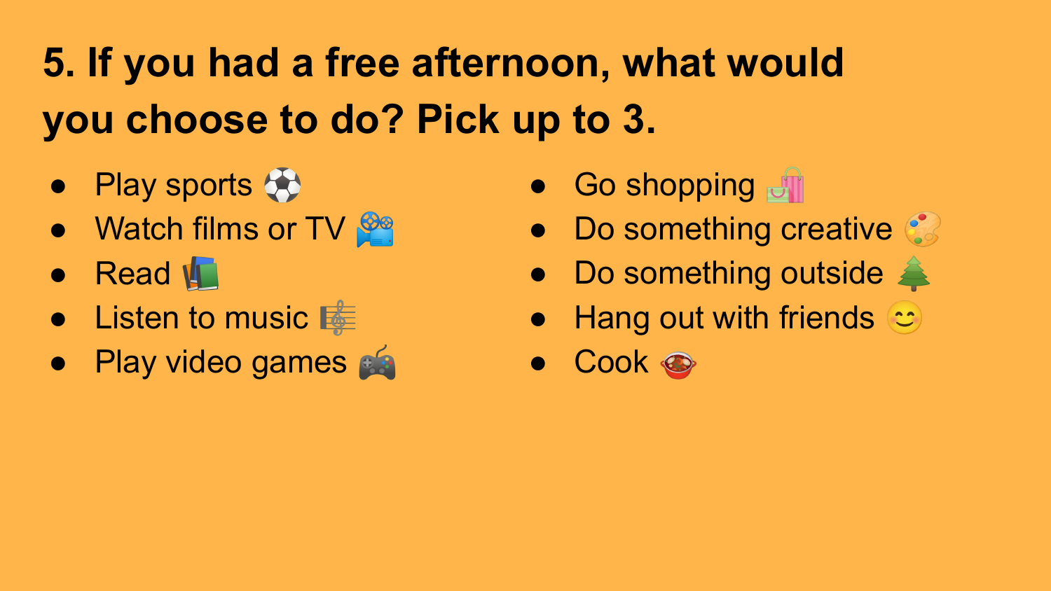## 5. If you had a free afternoon, what would you choose to do? Pick up to 3.

- Play sports ⚽
- Watch films or TV 🎥
- Read 📚
- Listen to music 🎼
- Play video games 🎮
- Go shopping 🛍️
- Do something creative 🎨
- Do something outside 🌲
- Hang out with friends 😊
- Cook 🍲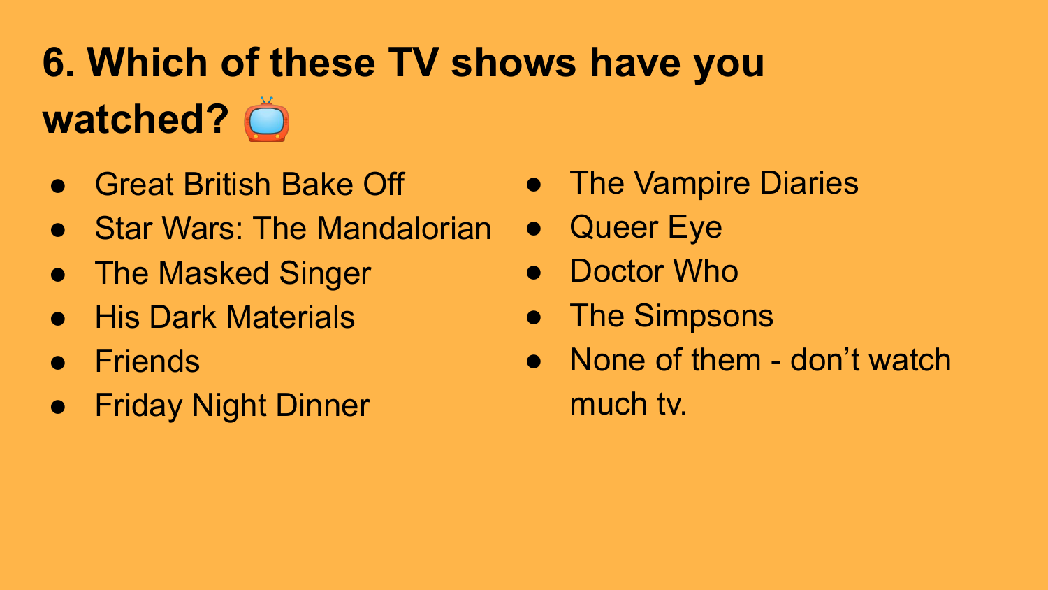# 6. Which of these TV shows have you watched? 📺

- Great British Bake Off
- Star Wars: The Mandalorian
- The Masked Singer
- His Dark Materials
- Friends
- Friday Night Dinner
- The Vampire Diaries
- Queer Eye
- Doctor Who
- The Simpsons
- None of them - don’t watch much tv.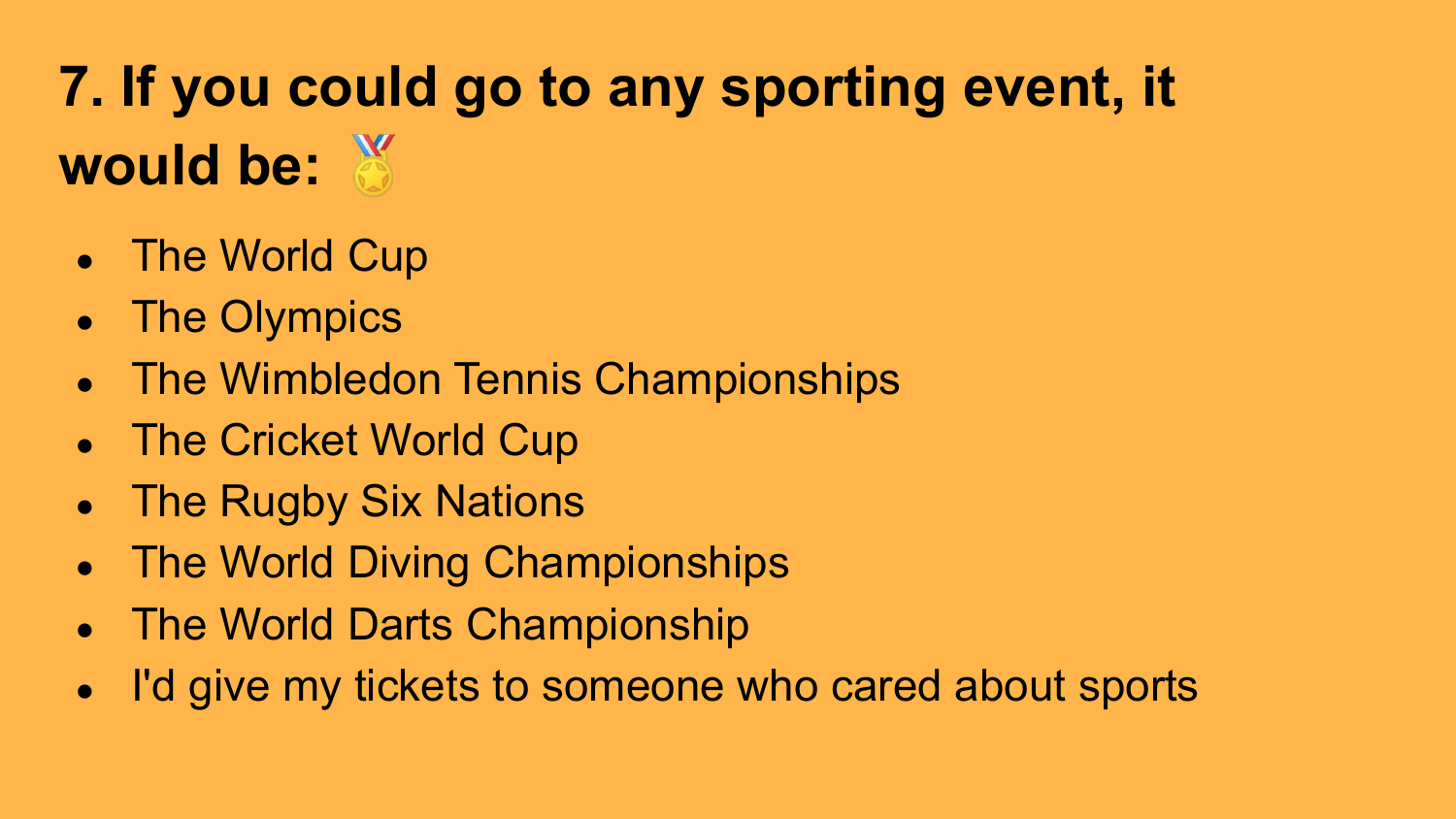## 7. If you could go to any sporting event, it would be: 🏅

- The World Cup
- The Olympics
- The Wimbledon Tennis Championships
- The Cricket World Cup
- The Rugby Six Nations
- The World Diving Championships
- The World Darts Championship
- I'd give my tickets to someone who cared about sports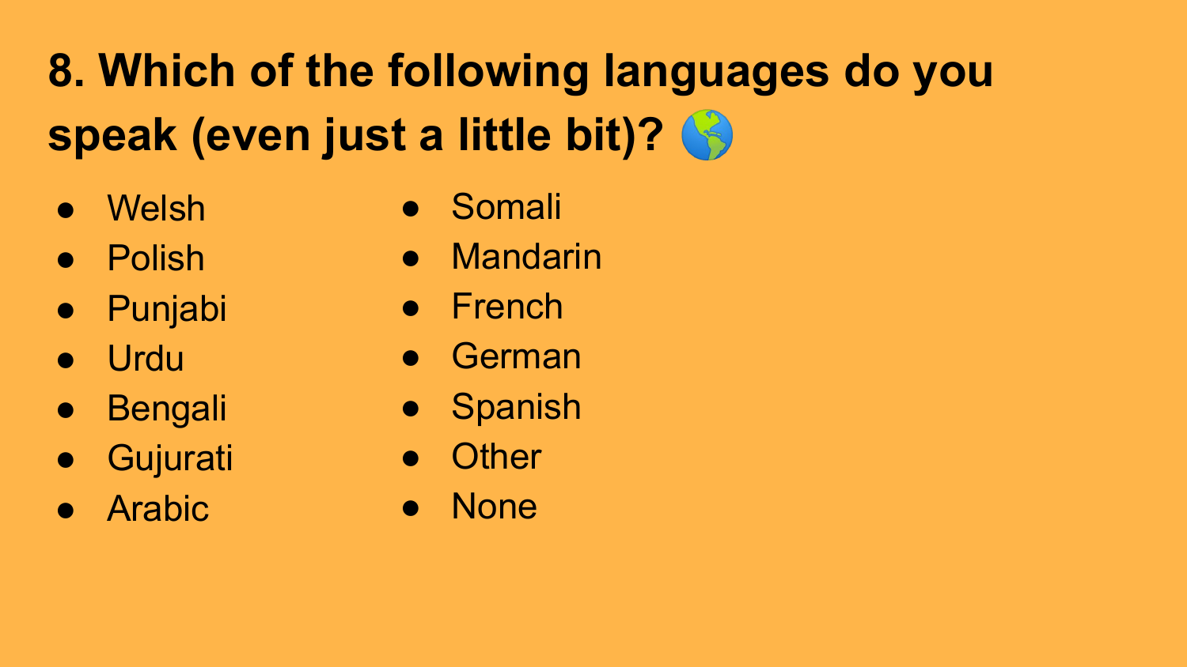# 8. Which of the following languages do you speak (even just a little bit)? 🌎

- Welsh
- Polish
- Punjabi
- Urdu
- Bengali
- Gujurati
- Arabic
- Somali
- Mandarin
- French
- German
- Spanish
- Other
- None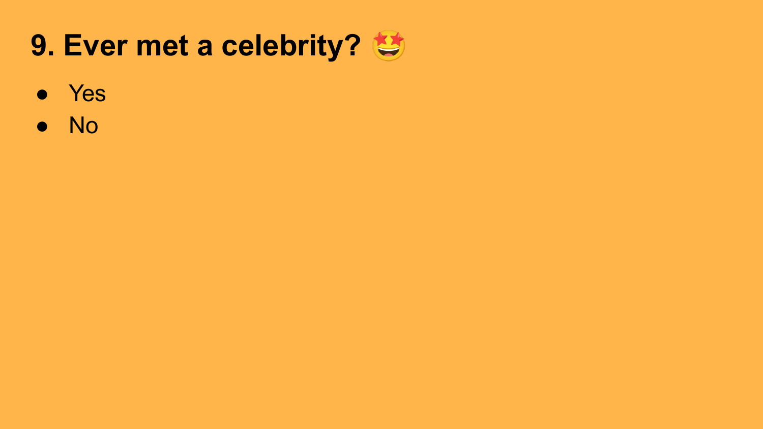# 9. Ever met a celebrity? 🤩

- Yes
- No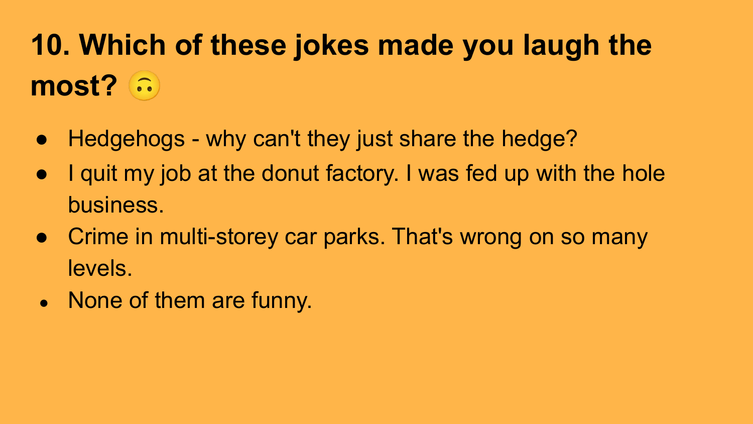## 10. Which of these jokes made you laugh the most? 🙃

- Hedgehogs - why can't they just share the hedge?
- I quit my job at the donut factory. I was fed up with the hole business.
- Crime in multi-storey car parks. That's wrong on so many levels.
- None of them are funny.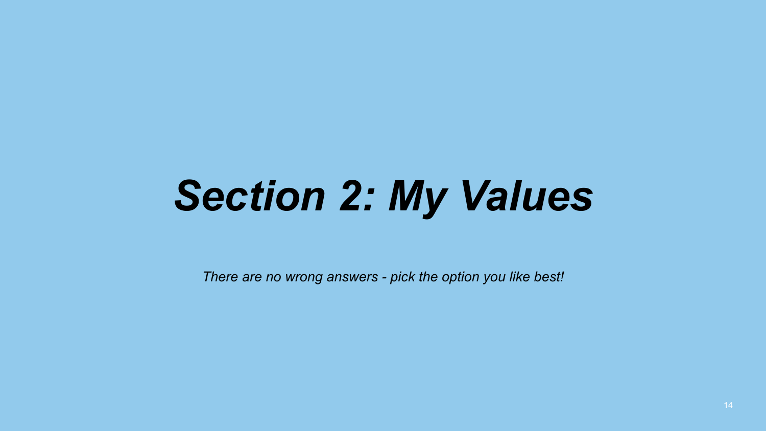# *Section 2: My Values*

*There are no wrong answers - pick the option you like best!*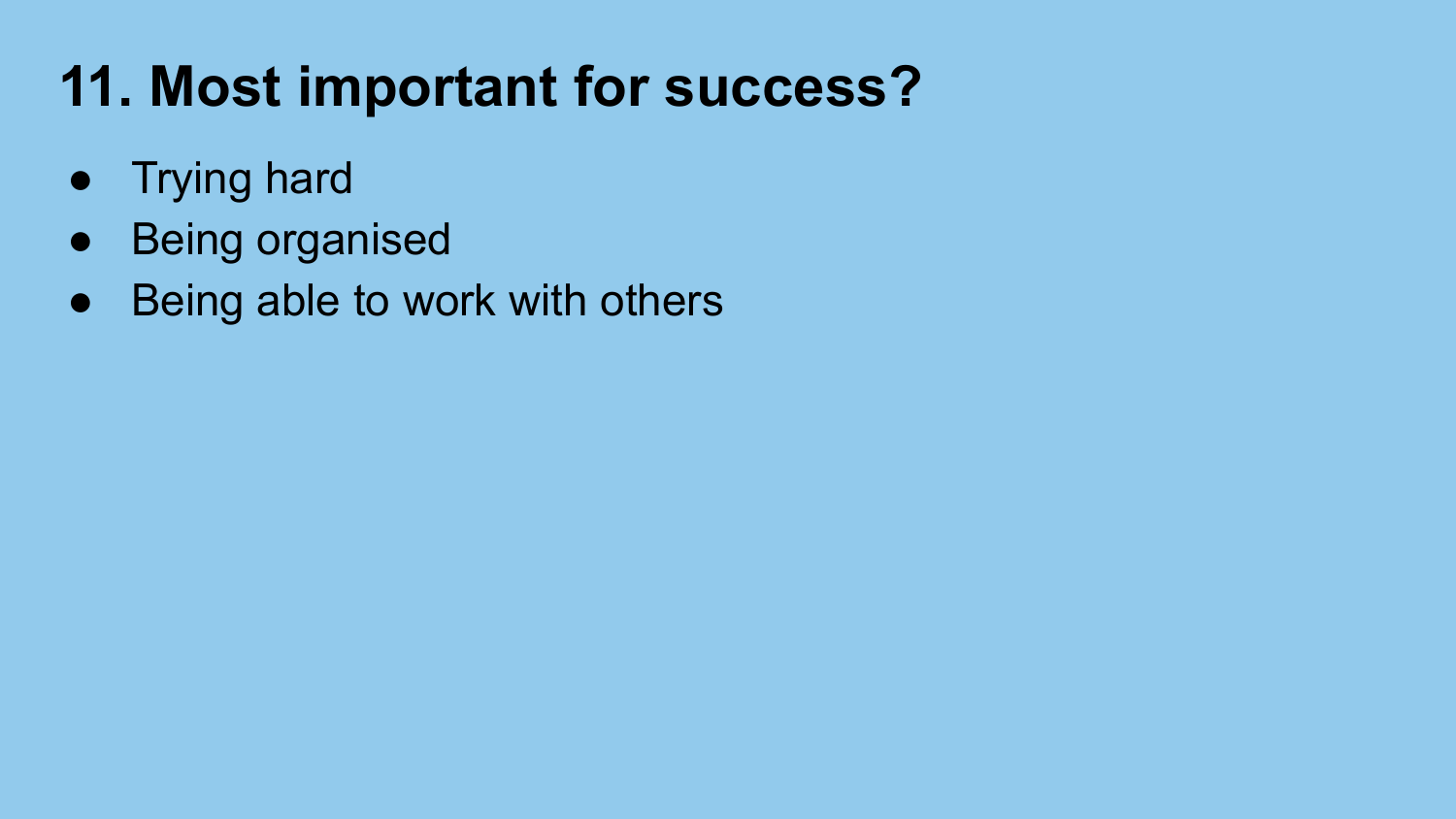# 11. Most important for success?

- Trying hard
- Being organised
- Being able to work with others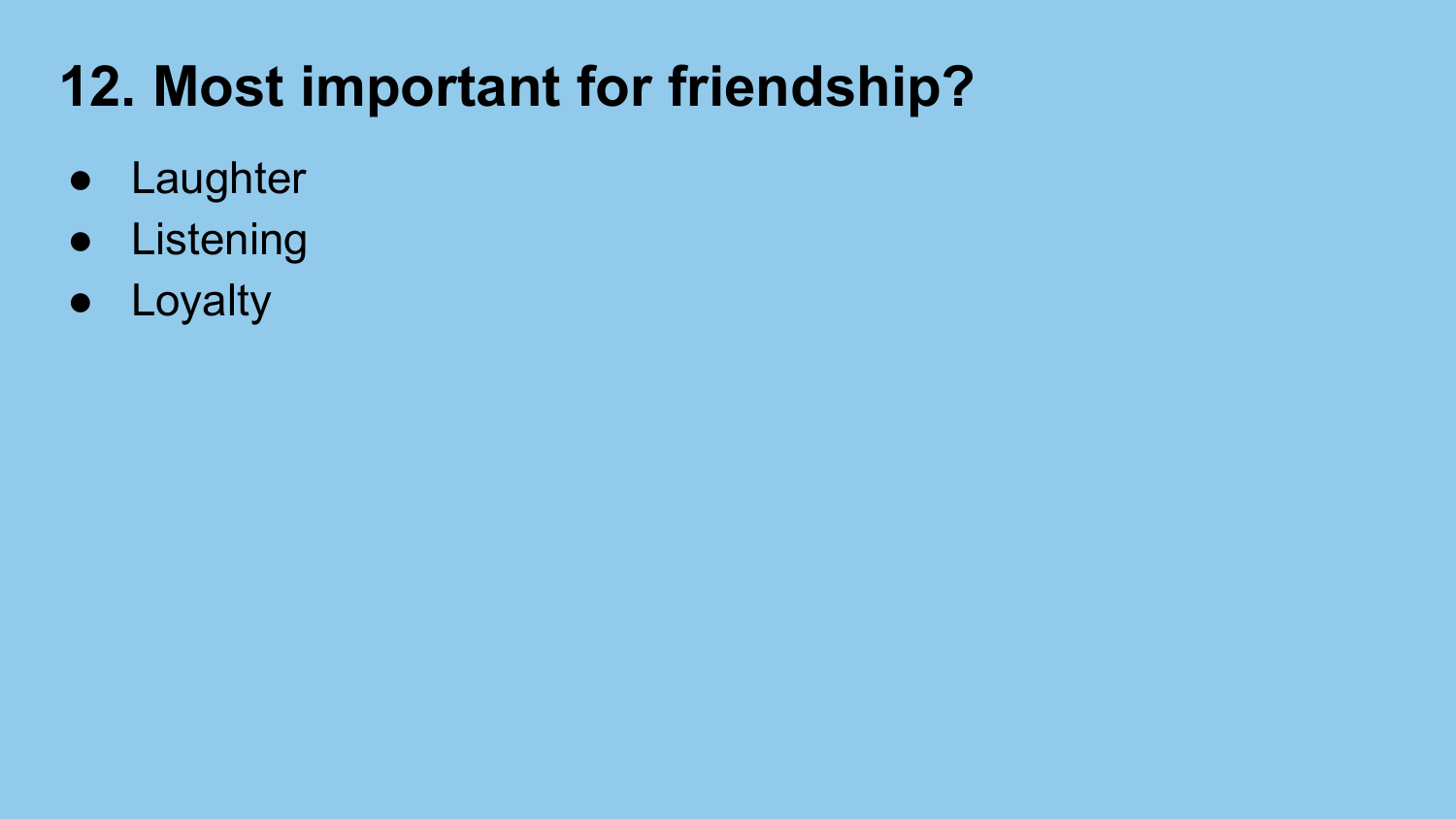## 12. Most important for friendship?

- Laughter
- Listening
- Loyalty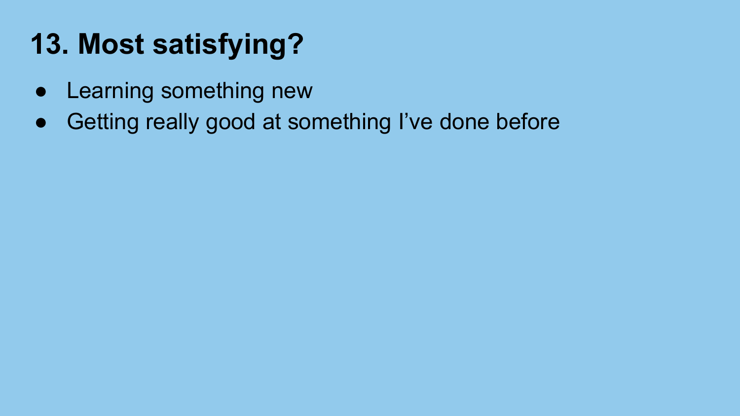# 13. Most satisfying?

- Learning something new
- Getting really good at something I've done before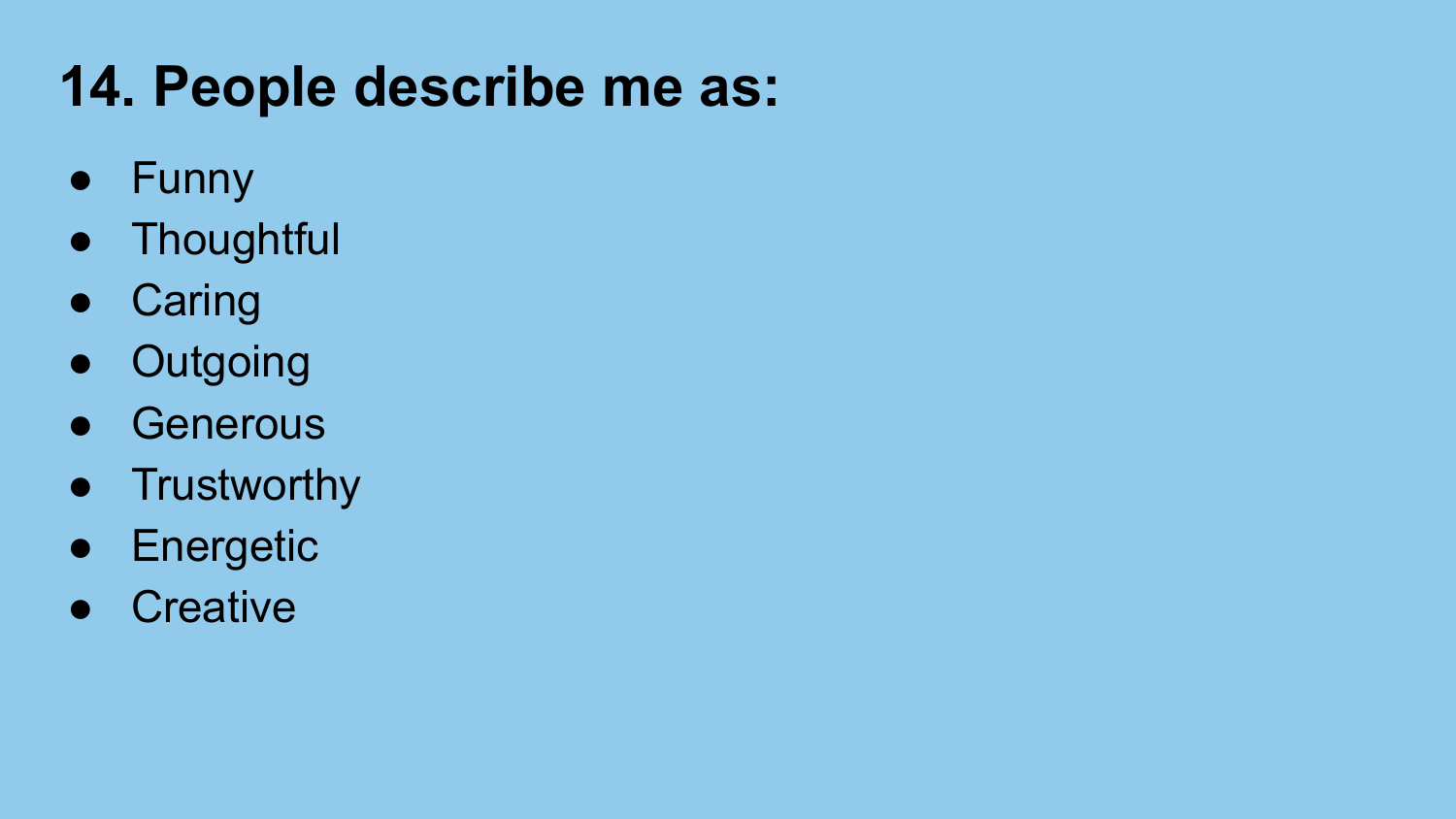## 14. People describe me as:

- Funny
- Thoughtful
- Caring
- Outgoing
- Generous
- Trustworthy
- Energetic
- Creative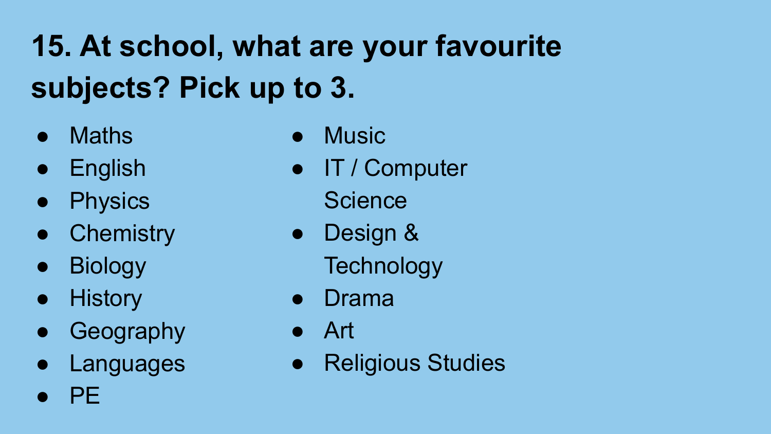## 15. At school, what are your favourite subjects? Pick up to 3.

- Maths
- English
- Physics
- Chemistry
- Biology
- History
- Geography
- Languages
- PE
- Music
- IT / Computer Science
- Design & Technology
- Drama
- Art
- Religious Studies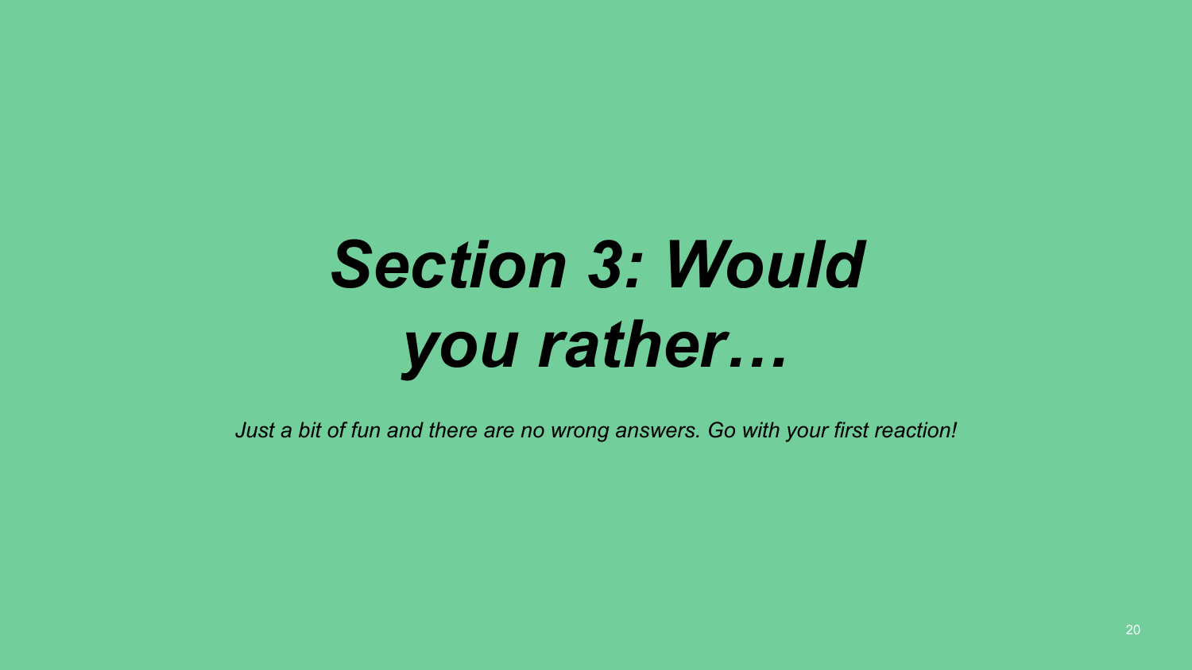# *Section 3: Would you rather…*

*Just a bit of fun and there are no wrong answers. Go with your first reaction!*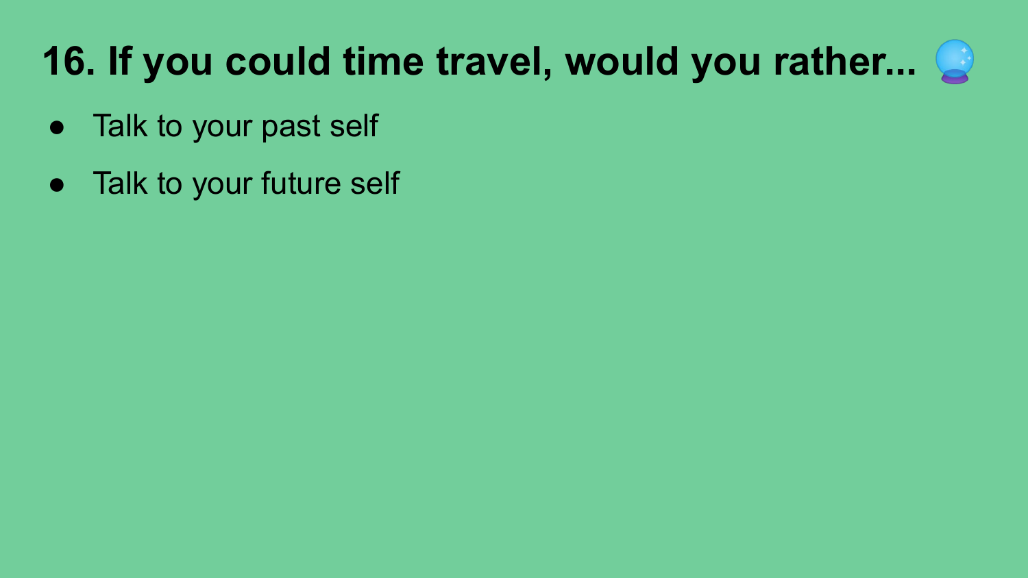# 16. If you could time travel, would you rather... 🔮

- Talk to your past self
- Talk to your future self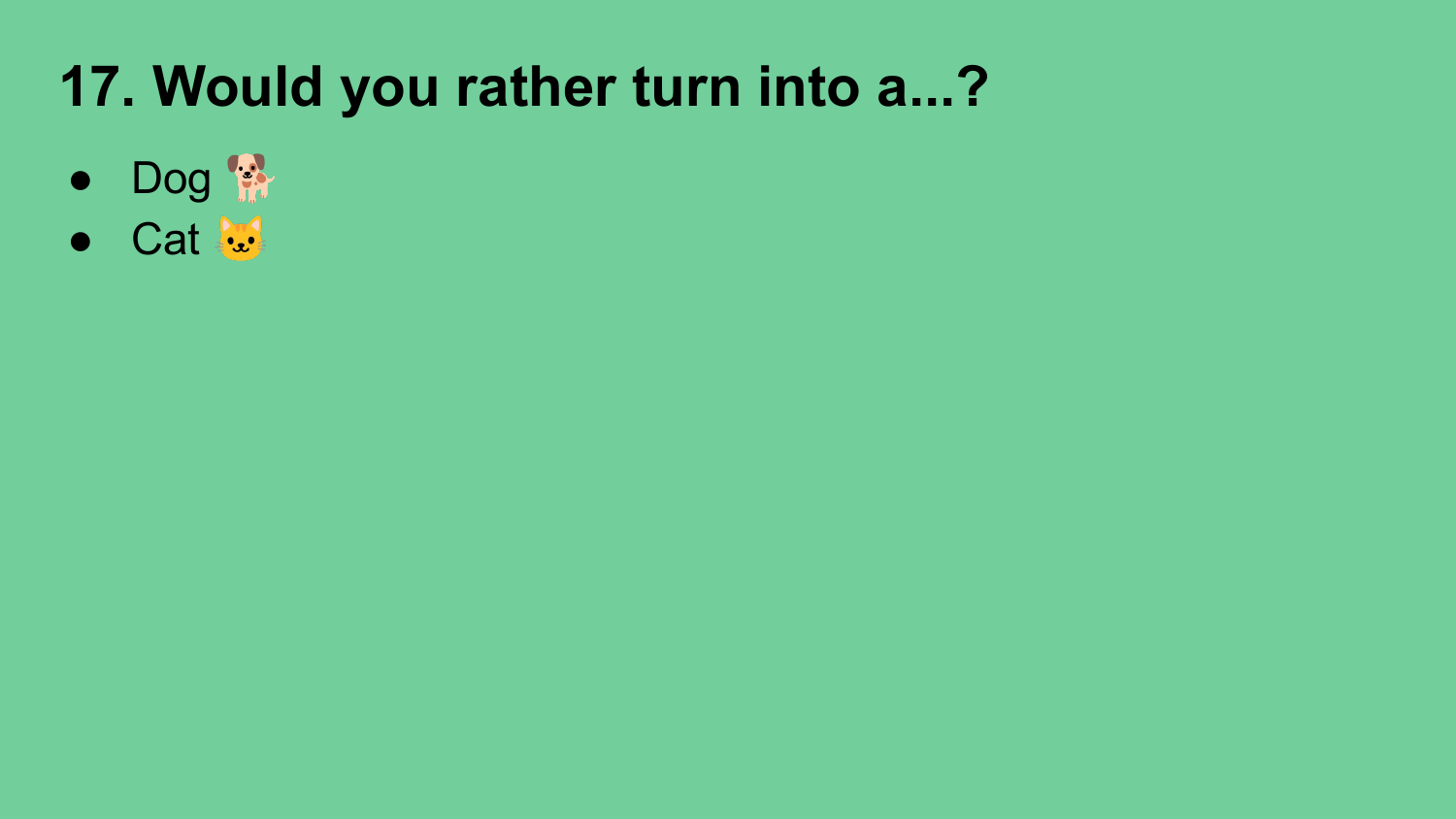# 17. Would you rather turn into a...?

- Dog 🐕
- Cat 🐱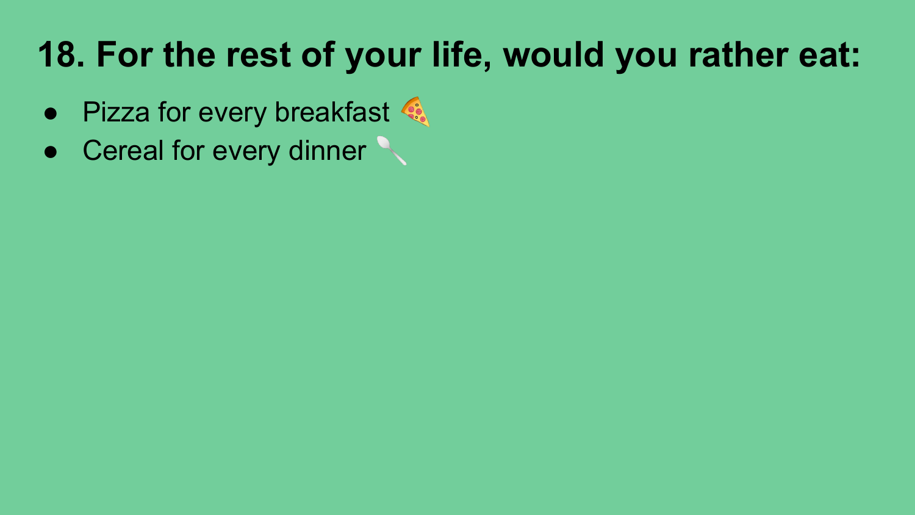# 18. For the rest of your life, would you rather eat:

- Pizza for every breakfast 🍕
- Cereal for every dinner 🥄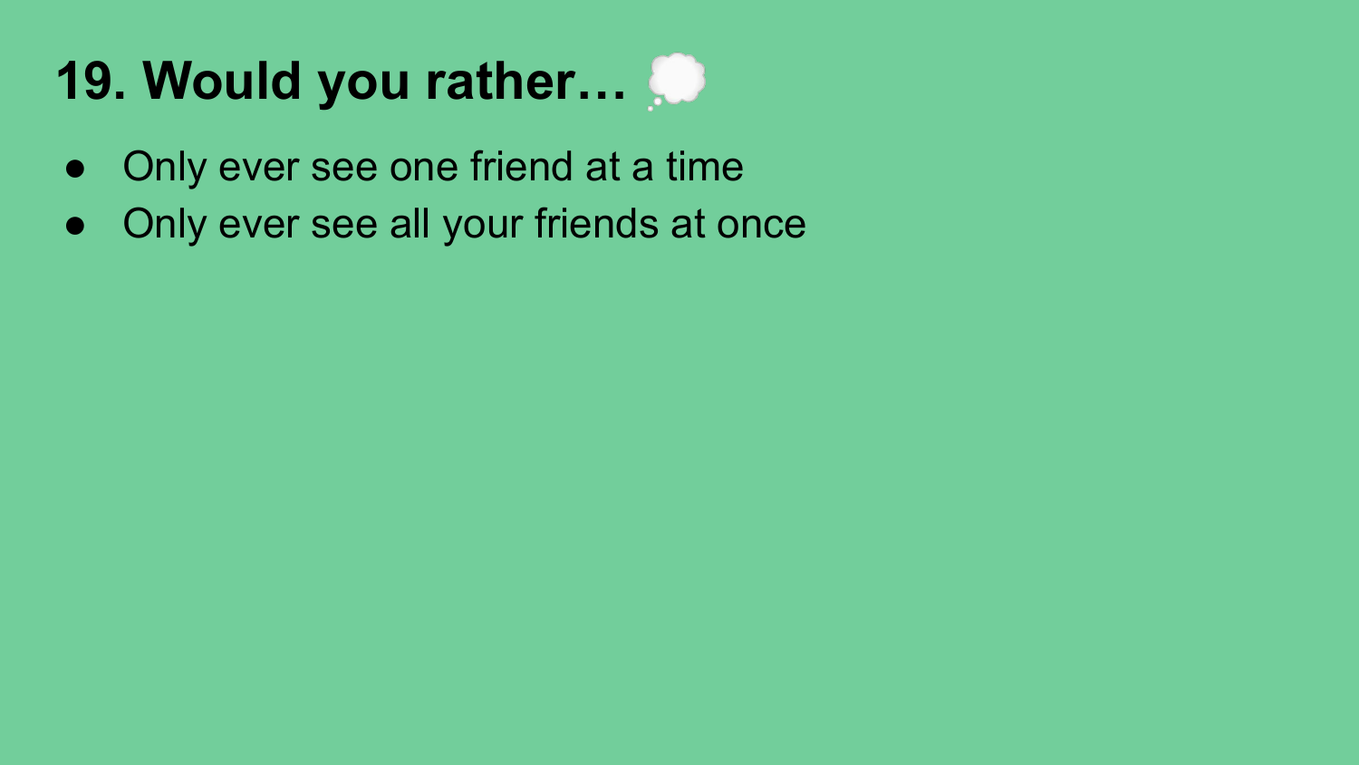# 19. Would you rather… 💭

- Only ever see one friend at a time
- Only ever see all your friends at once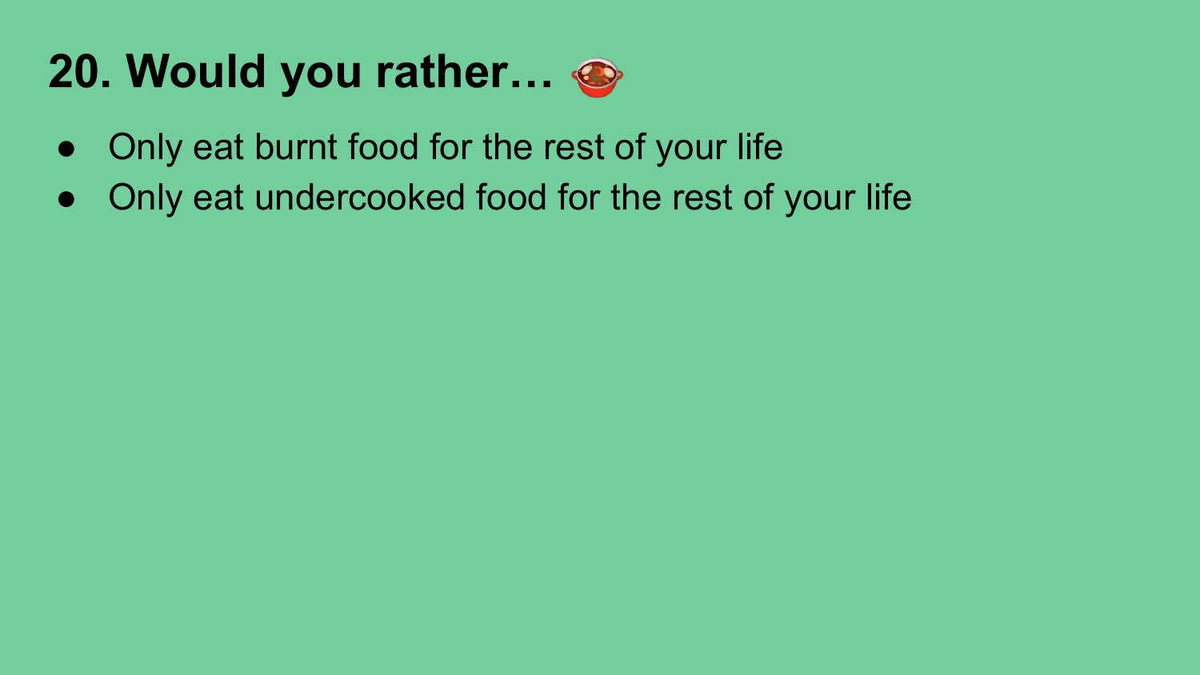# 20. Would you rather… 🍲

- Only eat burnt food for the rest of your life
- Only eat undercooked food for the rest of your life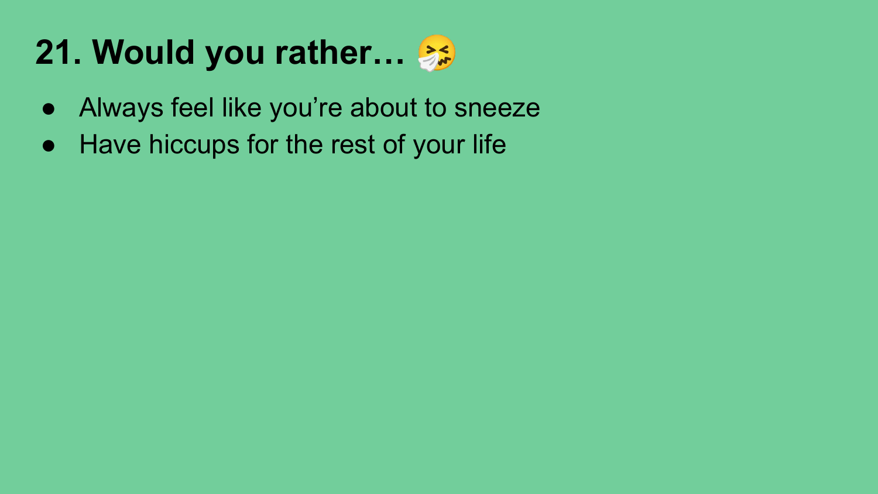# 21. Would you rather… 🤧

- Always feel like you’re about to sneeze
- Have hiccups for the rest of your life